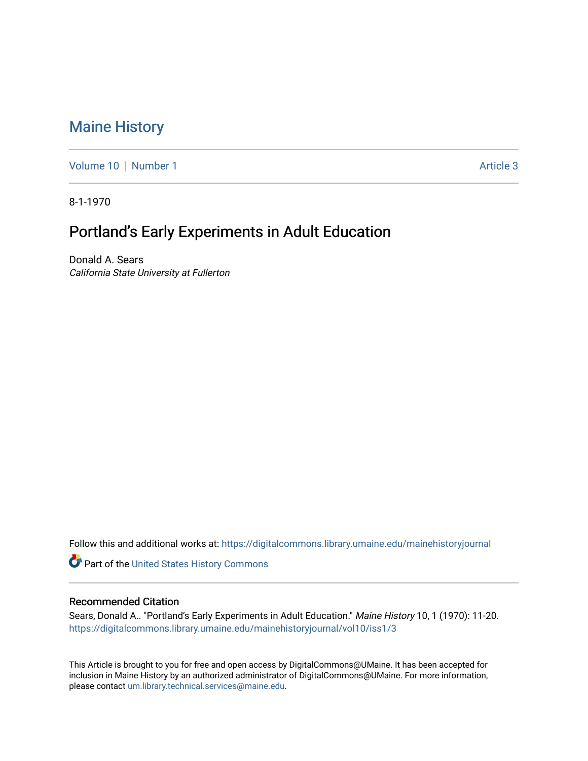# Maine History

Volume 10 | Number 1 Article 3

8-1-1970

## Portland's Early Experiments in Adult Education

Donald A. Sears
*California State University at Fullerton*

Follow this and additional works at: https://digitalcommons.library.umaine.edu/mainehistoryjournal

Part of the United States History Commons

### Recommended Citation

Sears, Donald A.. "Portland's Early Experiments in Adult Education." *Maine History* 10, 1 (1970): 11-20. https://digitalcommons.library.umaine.edu/mainehistoryjournal/vol10/iss1/3

This Article is brought to you for free and open access by DigitalCommons@UMaine. It has been accepted for inclusion in Maine History by an authorized administrator of DigitalCommons@UMaine. For more information, please contact um.library.technical.services@maine.edu.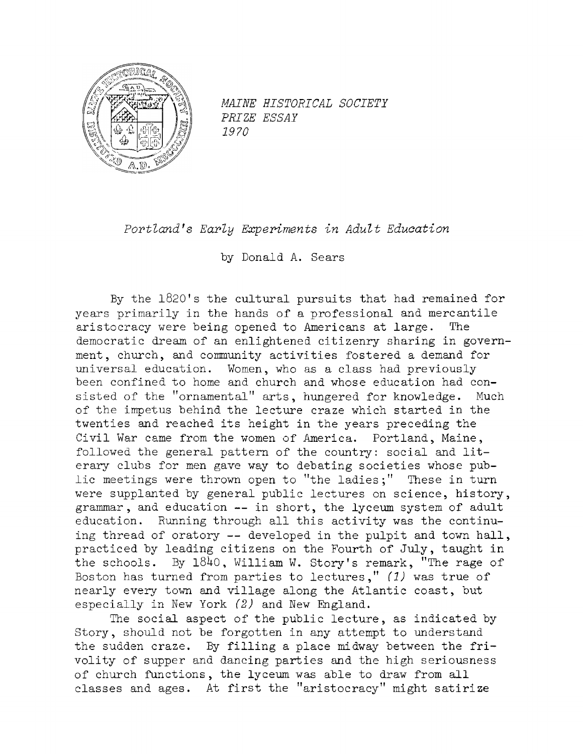*MAINE HISTORICAL SOCIETY*
*PRIZE ESSAY*
*1970*

# *Portland's Early Experiments in Adult Education*

by Donald A. Sears

By the 1820's the cultural pursuits that had remained for years primarily in the hands of a professional and mercantile aristocracy were being opened to Americans at large. The democratic dream of an enlightened citizenry sharing in government, church, and community activities fostered a demand for universal education. Women, who as a class had previously been confined to home and church and whose education had consisted of the "ornamental" arts, hungered for knowledge. Much of the impetus behind the lecture craze which started in the twenties and reached its height in the years preceding the Civil War came from the women of America. Portland, Maine, followed the general pattern of the country: social and literary clubs for men gave way to debating societies whose public meetings were thrown open to "the ladies;" These in turn were supplanted by general public lectures on science, history, grammar, and education -- in short, the lyceum system of adult education. Running through all this activity was the continuing thread of oratory -- developed in the pulpit and town hall, practiced by leading citizens on the Fourth of July, taught in the schools. By 1840, William W. Story's remark, "The rage of Boston has turned from parties to lectures," *(1)* was true of nearly every town and village along the Atlantic coast, but especially in New York *(2)* and New England.

The social aspect of the public lecture, as indicated by Story, should not be forgotten in any attempt to understand the sudden craze. By filling a place midway between the frivolity of supper and dancing parties and the high seriousness of church functions, the lyceum was able to draw from all classes and ages. At first the "aristocracy" might satirize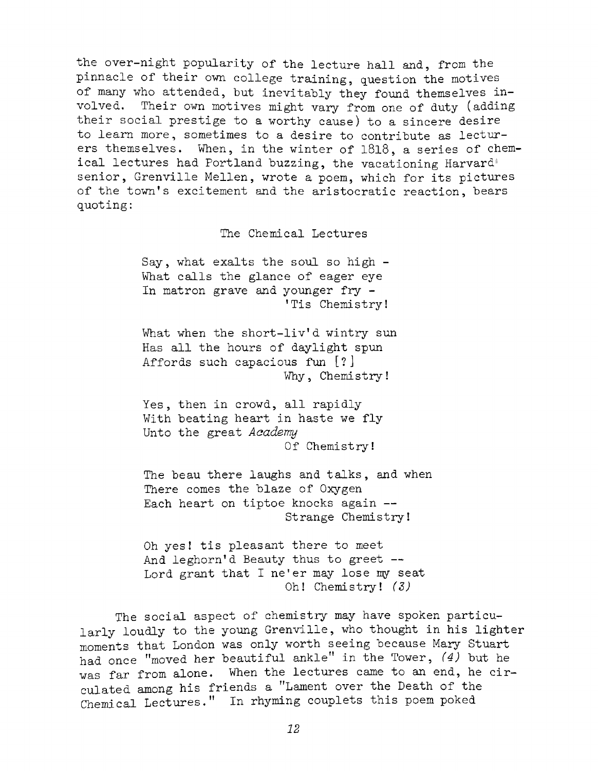the over-night popularity of the lecture hall and, from the pinnacle of their own college training, question the motives of many who attended, but inevitably they found themselves involved. Their own motives might vary from one of duty (adding their social prestige to a worthy cause) to a sincere desire to learn more, sometimes to a desire to contribute as lecturers themselves. When, in the winter of 1818, a series of chemical lectures had Portland buzzing, the vacationing Harvard senior, Grenville Mellen, wrote a poem, which for its pictures of the town's excitement and the aristocratic reaction, bears quoting:

The Chemical Lectures

Say, what exalts the soul so high -  
What calls the glance of eager eye  
In matron grave and younger fry -  
'Tis Chemistry!

What when the short-liv'd wintry sun  
Has all the hours of daylight spun  
Affords such capacious fun [?]  
Why, Chemistry!

Yes, then in crowd, all rapidly  
With beating heart in haste we fly  
Unto the great *Academy*  
Of Chemistry!

The beau there laughs and talks, and when  
There comes the blaze of Oxygen  
Each heart on tiptoe knocks again --  
Strange Chemistry!

Oh yes! tis pleasant there to meet  
And leghorn'd Beauty thus to greet --  
Lord grant that I ne'er may lose my seat  
Oh! Chemistry! *(3)*

The social aspect of chemistry may have spoken particularly loudly to the young Grenville, who thought in his lighter moments that London was only worth seeing because Mary Stuart had once "moved her beautiful ankle" in the Tower, *(4)* but he was far from alone. When the lectures came to an end, he circulated among his friends a "Lament over the Death of the Chemical Lectures." In rhyming couplets this poem poked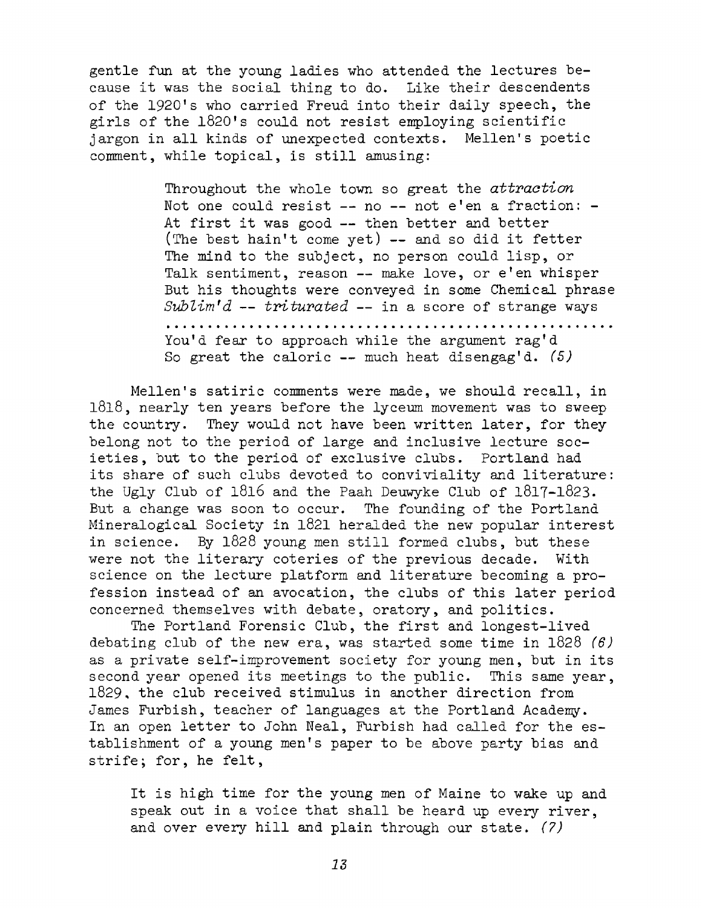gentle fun at the young ladies who attended the lectures because it was the social thing to do. Like their descendents of the 1920's who carried Freud into their daily speech, the girls of the 1820's could not resist employing scientific jargon in all kinds of unexpected contexts. Mellen's poetic comment, while topical, is still amusing:

> Throughout the whole town so great the *attraction*
> Not one could resist -- no -- not e'en a fraction: -
> At first it was good -- then better and better
> (The best hain't come yet) -- and so did it fetter
> The mind to the subject, no person could lisp, or
> Talk sentiment, reason -- make love, or e'en whisper
> But his thoughts were conveyed in some Chemical phrase
> *Sublim'd* -- *triturated* -- in a score of strange ways
> ..................................................
> You'd fear to approach while the argument rag'd
> So great the caloric -- much heat disengag'd. *(5)*

Mellen's satiric comments were made, we should recall, in 1818, nearly ten years before the lyceum movement was to sweep the country. They would not have been written later, for they belong not to the period of large and inclusive lecture societies, but to the period of exclusive clubs. Portland had its share of such clubs devoted to conviviality and literature: the Ugly Club of 1816 and the Paah Deuwyke Club of 1817-1823. But a change was soon to occur. The founding of the Portland Mineralogical Society in 1821 heralded the new popular interest in science. By 1828 young men still formed clubs, but these were not the literary coteries of the previous decade. With science on the lecture platform and literature becoming a profession instead of an avocation, the clubs of this later period concerned themselves with debate, oratory, and politics.

The Portland Forensic Club, the first and longest-lived debating club of the new era, was started some time in 1828 *(6)* as a private self-improvement society for young men, but in its second year opened its meetings to the public. This same year, 1829, the club received stimulus in another direction from James Furbish, teacher of languages at the Portland Academy. In an open letter to John Neal, Furbish had called for the establishment of a young men's paper to be above party bias and strife; for, he felt,

> It is high time for the young men of Maine to wake up and speak out in a voice that shall be heard up every river, and over every hill and plain through our state. *(7)*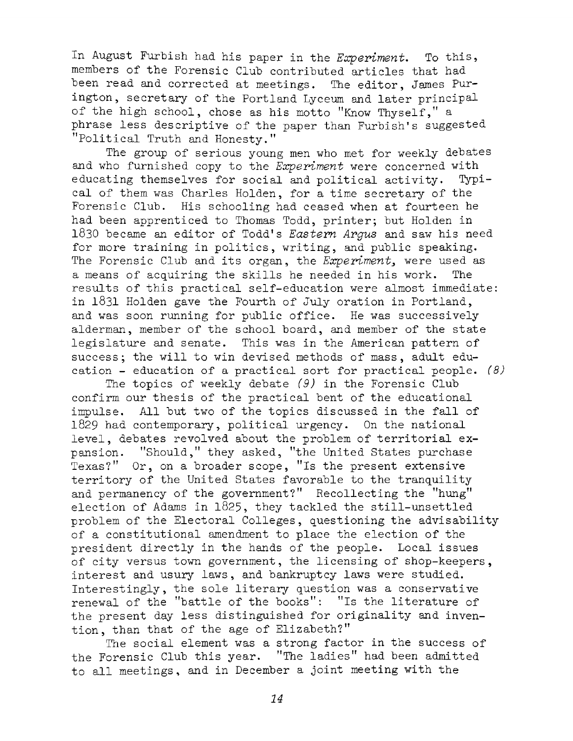In August Furbish had his paper in the *Experiment*. To this, members of the Forensic Club contributed articles that had been read and corrected at meetings. The editor, James Purington, secretary of the Portland Lyceum and later principal of the high school, chose as his motto "Know Thyself," a phrase less descriptive of the paper than Furbish's suggested "Political Truth and Honesty."

The group of serious young men who met for weekly debates and who furnished copy to the *Experiment* were concerned with educating themselves for social and political activity. Typical of them was Charles Holden, for a time secretary of the Forensic Club. His schooling had ceased when at fourteen he had been apprenticed to Thomas Todd, printer; but Holden in 1830 became an editor of Todd's *Eastern Argus* and saw his need for more training in politics, writing, and public speaking. The Forensic Club and its organ, the *Experiment*, were used as a means of acquiring the skills he needed in his work. The results of this practical self-education were almost immediate: in 1831 Holden gave the Fourth of July oration in Portland, and was soon running for public office. He was successively alderman, member of the school board, and member of the state legislature and senate. This was in the American pattern of success; the will to win devised methods of mass, adult education - education of a practical sort for practical people. *(8)*

The topics of weekly debate *(9)* in the Forensic Club confirm our thesis of the practical bent of the educational impulse. All but two of the topics discussed in the fall of 1829 had contemporary, political urgency. On the national level, debates revolved about the problem of territorial expansion. "Should," they asked, "the United States purchase Texas?" Or, on a broader scope, "Is the present extensive territory of the United States favorable to the tranquility and permanency of the government?" Recollecting the "hung" election of Adams in 1825, they tackled the still-unsettled problem of the Electoral Colleges, questioning the advisability of a constitutional amendment to place the election of the president directly in the hands of the people. Local issues of city versus town government, the licensing of shop-keepers, interest and usury laws, and bankruptcy laws were studied. Interestingly, the sole literary question was a conservative renewal of the "battle of the books": "Is the literature of the present day less distinguished for originality and invention, than that of the age of Elizabeth?"

The social element was a strong factor in the success of the Forensic Club this year. "The ladies" had been admitted to all meetings, and in December a joint meeting with the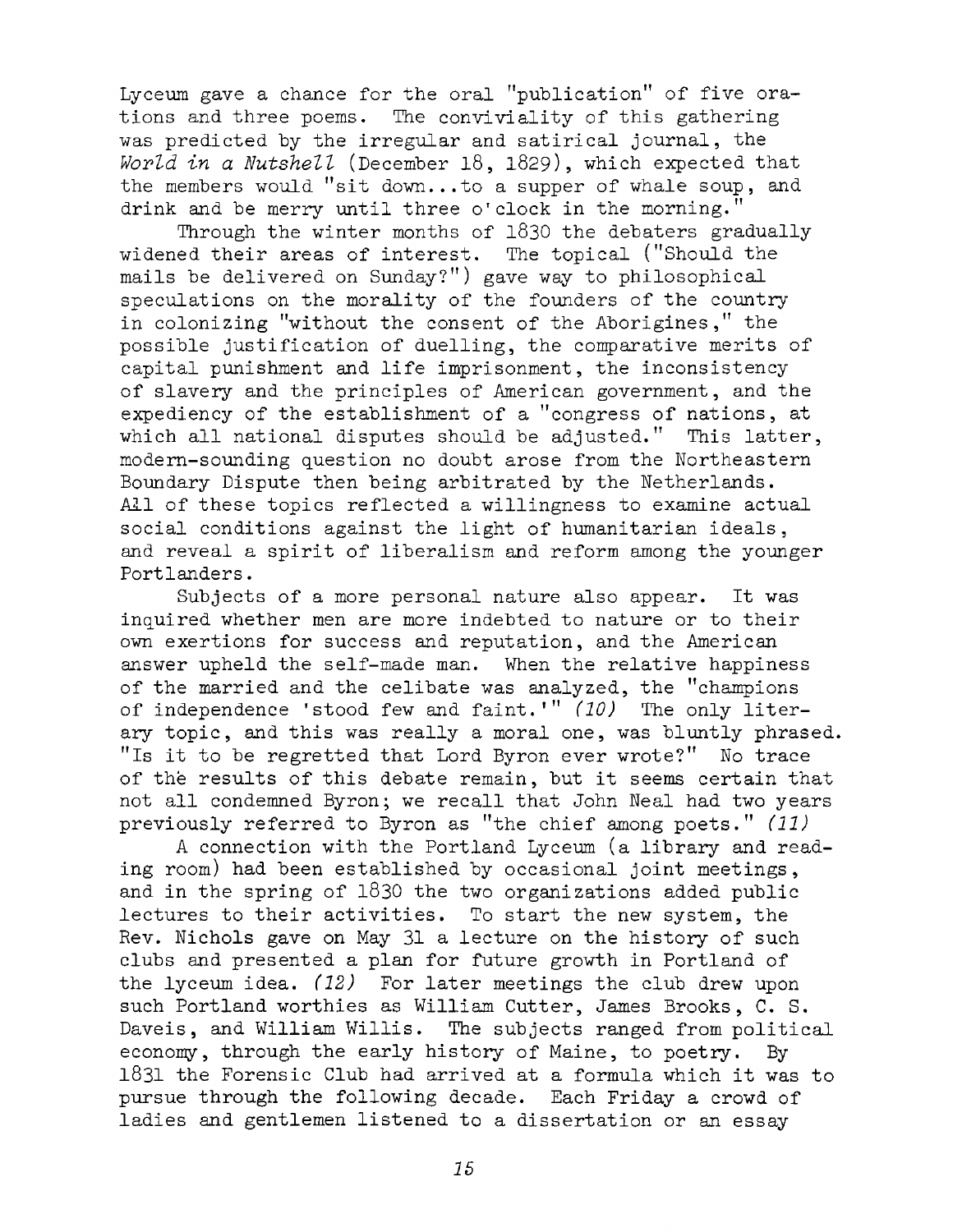Lyceum gave a chance for the oral "publication" of five orations and three poems. The conviviality of this gathering was predicted by the irregular and satirical journal, the *World in a Nutshell* (December 18, 1829), which expected that the members would "sit down...to a supper of whale soup, and drink and be merry until three o'clock in the morning."

Through the winter months of 1830 the debaters gradually widened their areas of interest. The topical ("Should the mails be delivered on Sunday?") gave way to philosophical speculations on the morality of the founders of the country in colonizing "without the consent of the Aborigines," the possible justification of duelling, the comparative merits of capital punishment and life imprisonment, the inconsistency of slavery and the principles of American government, and the expediency of the establishment of a "congress of nations, at which all national disputes should be adjusted." This latter, modern-sounding question no doubt arose from the Northeastern Boundary Dispute then being arbitrated by the Netherlands. All of these topics reflected a willingness to examine actual social conditions against the light of humanitarian ideals, and reveal a spirit of liberalism and reform among the younger Portlanders.

Subjects of a more personal nature also appear. It was inquired whether men are more indebted to nature or to their own exertions for success and reputation, and the American answer upheld the self-made man. When the relative happiness of the married and the celibate was analyzed, the "champions of independence 'stood few and faint.'" *(10)* The only literary topic, and this was really a moral one, was bluntly phrased. "Is it to be regretted that Lord Byron ever wrote?" No trace of the results of this debate remain, but it seems certain that not all condemned Byron; we recall that John Neal had two years previously referred to Byron as "the chief among poets." *(11)*

A connection with the Portland Lyceum (a library and reading room) had been established by occasional joint meetings, and in the spring of 1830 the two organizations added public lectures to their activities. To start the new system, the Rev. Nichols gave on May 31 a lecture on the history of such clubs and presented a plan for future growth in Portland of the lyceum idea. *(12)* For later meetings the club drew upon such Portland worthies as William Cutter, James Brooks, C. S. Daveis, and William Willis. The subjects ranged from political economy, through the early history of Maine, to poetry. By 1831 the Forensic Club had arrived at a formula which it was to pursue through the following decade. Each Friday a crowd of ladies and gentlemen listened to a dissertation or an essay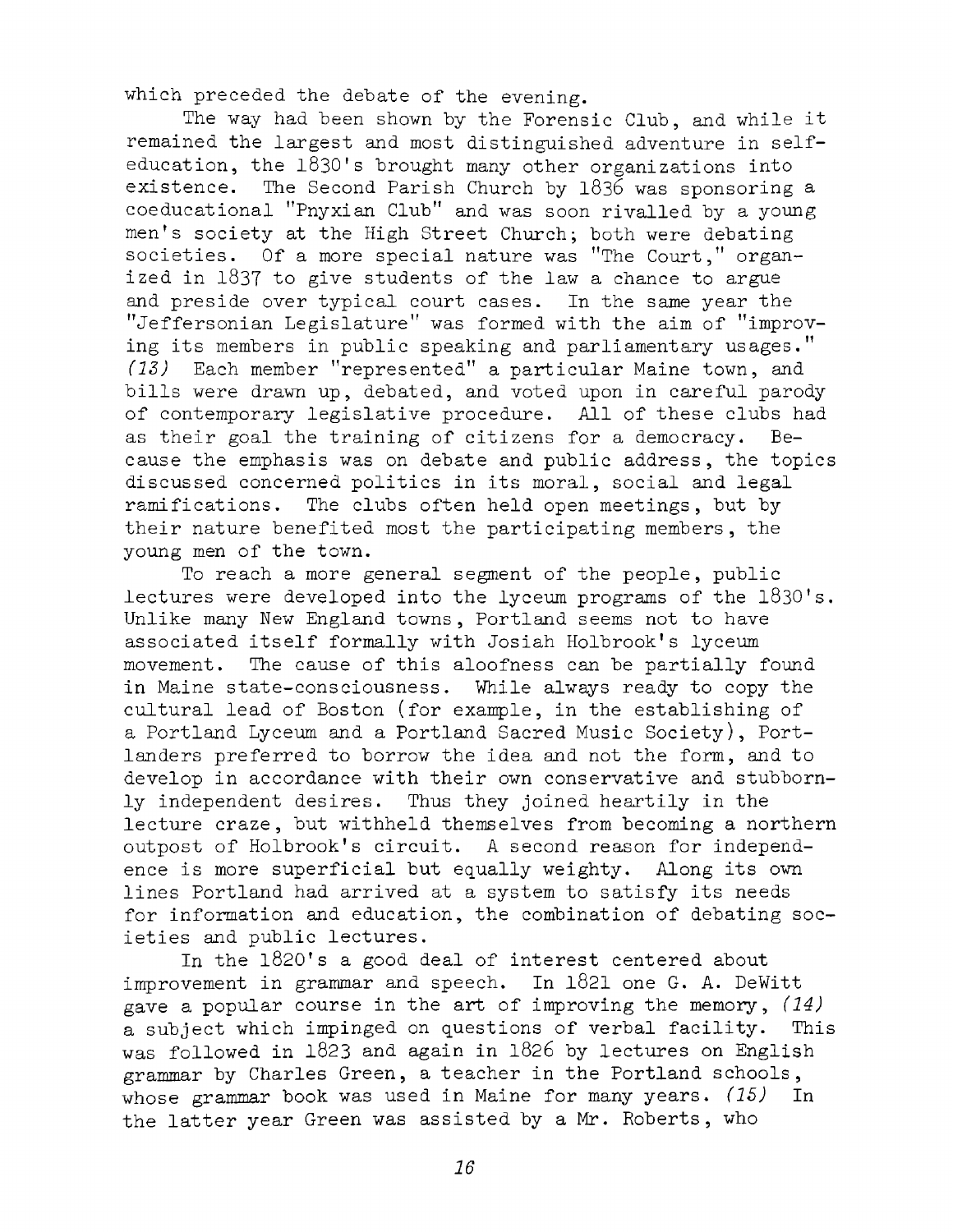which preceded the debate of the evening.

The way had been shown by the Forensic Club, and while it remained the largest and most distinguished adventure in self-education, the 1830's brought many other organizations into existence. The Second Parish Church by 1836 was sponsoring a coeducational "Pnyxian Club" and was soon rivalled by a young men's society at the High Street Church; both were debating societies. Of a more special nature was "The Court," organized in 1837 to give students of the law a chance to argue and preside over typical court cases. In the same year the "Jeffersonian Legislature" was formed with the aim of "improving its members in public speaking and parliamentary usages." *(13)* Each member "represented" a particular Maine town, and bills were drawn up, debated, and voted upon in careful parody of contemporary legislative procedure. All of these clubs had as their goal the training of citizens for a democracy. Because the emphasis was on debate and public address, the topics discussed concerned politics in its moral, social and legal ramifications. The clubs often held open meetings, but by their nature benefited most the participating members, the young men of the town.

To reach a more general segment of the people, public lectures were developed into the lyceum programs of the 1830's. Unlike many New England towns, Portland seems not to have associated itself formally with Josiah Holbrook's lyceum movement. The cause of this aloofness can be partially found in Maine state-consciousness. While always ready to copy the cultural lead of Boston (for example, in the establishing of a Portland Lyceum and a Portland Sacred Music Society), Portlanders preferred to borrow the idea and not the form, and to develop in accordance with their own conservative and stubbornly independent desires. Thus they joined heartily in the lecture craze, but withheld themselves from becoming a northern outpost of Holbrook's circuit. A second reason for independence is more superficial but equally weighty. Along its own lines Portland had arrived at a system to satisfy its needs for information and education, the combination of debating societies and public lectures.

In the 1820's a good deal of interest centered about improvement in grammar and speech. In 1821 one G. A. DeWitt gave a popular course in the art of improving the memory, *(14)* a subject which impinged on questions of verbal facility. This was followed in 1823 and again in 1826 by lectures on English grammar by Charles Green, a teacher in the Portland schools, whose grammar book was used in Maine for many years. *(15)* In the latter year Green was assisted by a Mr. Roberts, who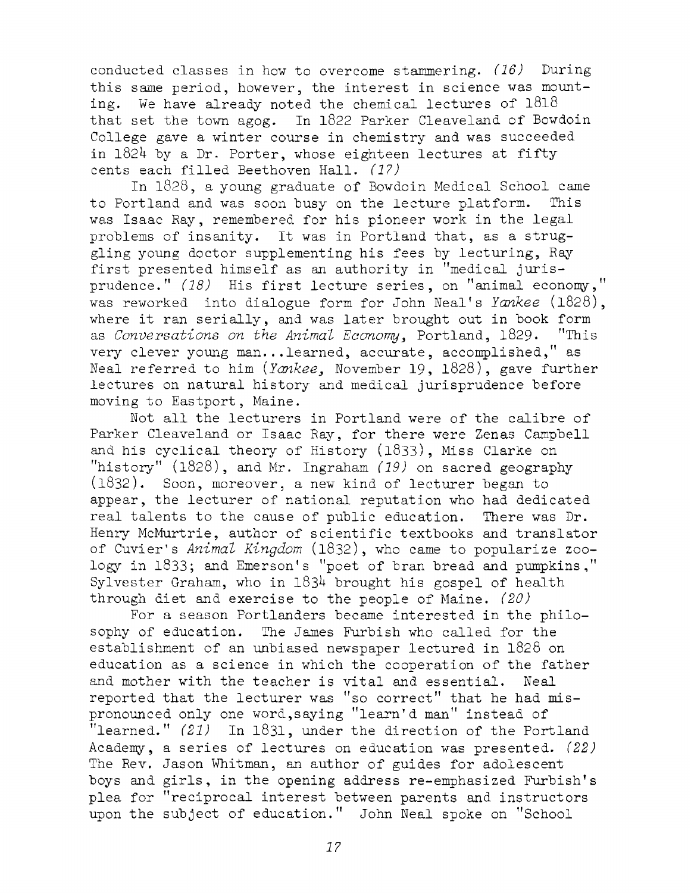conducted classes in how to overcome stammering. *(16)* During this same period, however, the interest in science was mounting. We have already noted the chemical lectures of 1818 that set the town agog. In 1822 Parker Cleaveland of Bowdoin College gave a winter course in chemistry and was succeeded in 1824 by a Dr. Porter, whose eighteen lectures at fifty cents each filled Beethoven Hall. *(17)*

In 1828, a young graduate of Bowdoin Medical School came to Portland and was soon busy on the lecture platform. This was Isaac Ray, remembered for his pioneer work in the legal problems of insanity. It was in Portland that, as a struggling young doctor supplementing his fees by lecturing, Ray first presented himself as an authority in "medical jurisprudence." *(18)* His first lecture series, on "animal economy," was reworked into dialogue form for John Neal's *Yankee* (1828), where it ran serially, and was later brought out in book form as *Conversations on the Animal Economy*, Portland, 1829. "This very clever young man...learned, accurate, accomplished," as Neal referred to him (*Yankee*, November 19, 1828), gave further lectures on natural history and medical jurisprudence before moving to Eastport, Maine.

Not all the lecturers in Portland were of the calibre of Parker Cleaveland or Isaac Ray, for there were Zenas Campbell and his cyclical theory of History (1833), Miss Clarke on "history" (1828), and Mr. Ingraham *(19)* on sacred geography (1832). Soon, moreover, a new kind of lecturer began to appear, the lecturer of national reputation who had dedicated real talents to the cause of public education. There was Dr. Henry McMurtrie, author of scientific textbooks and translator of Cuvier's *Animal Kingdom* (1832), who came to popularize zoology in 1833; and Emerson's "poet of bran bread and pumpkins," Sylvester Graham, who in 1834 brought his gospel of health through diet and exercise to the people of Maine. *(20)*

For a season Portlanders became interested in the philosophy of education. The James Furbish who called for the establishment of an unbiased newspaper lectured in 1828 on education as a science in which the cooperation of the father and mother with the teacher is vital and essential. Neal reported that the lecturer was "so correct" that he had mispronounced only one word,saying "learn'd man" instead of "learned." *(21)* In 1831, under the direction of the Portland Academy, a series of lectures on education was presented. *(22)* The Rev. Jason Whitman, an author of guides for adolescent boys and girls, in the opening address re-emphasized Furbish's plea for "reciprocal interest between parents and instructors upon the subject of education." John Neal spoke on "School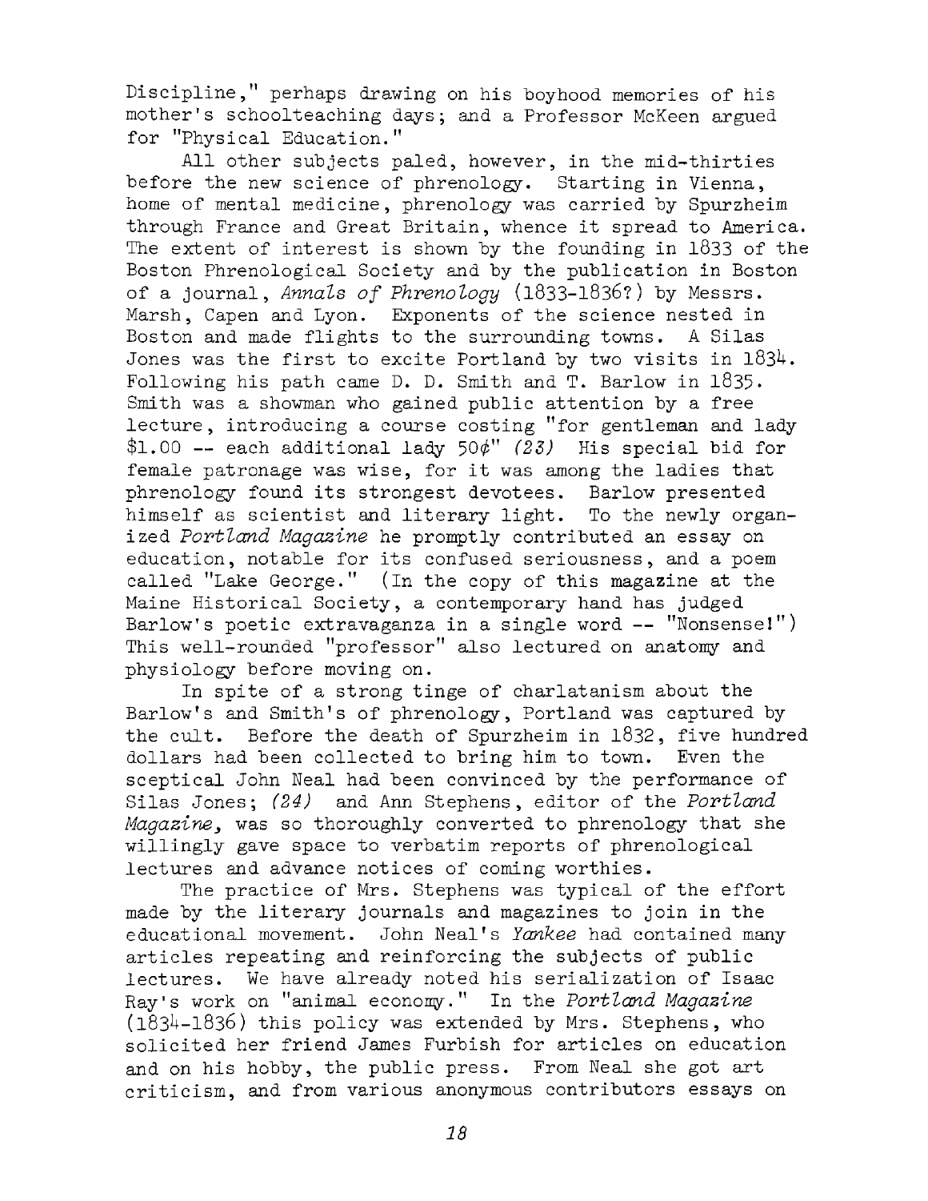Discipline," perhaps drawing on his boyhood memories of his mother's schoolteaching days; and a Professor McKeen argued for "Physical Education."

All other subjects paled, however, in the mid-thirties before the new science of phrenology. Starting in Vienna, home of mental medicine, phrenology was carried by Spurzheim through France and Great Britain, whence it spread to America. The extent of interest is shown by the founding in 1833 of the Boston Phrenological Society and by the publication in Boston of a journal, *Annals of Phrenology* (1833-1836?) by Messrs. Marsh, Capen and Lyon. Exponents of the science nested in Boston and made flights to the surrounding towns. A Silas Jones was the first to excite Portland by two visits in 1834. Following his path came D. D. Smith and T. Barlow in 1835. Smith was a showman who gained public attention by a free lecture, introducing a course costing "for gentleman and lady \$1.00 -- each additional lady 50¢" *(23)* His special bid for female patronage was wise, for it was among the ladies that phrenology found its strongest devotees. Barlow presented himself as scientist and literary light. To the newly organized *Portland Magazine* he promptly contributed an essay on education, notable for its confused seriousness, and a poem called "Lake George." (In the copy of this magazine at the Maine Historical Society, a contemporary hand has judged Barlow's poetic extravaganza in a single word -- "Nonsense!") This well-rounded "professor" also lectured on anatomy and physiology before moving on.

In spite of a strong tinge of charlatanism about the Barlow's and Smith's of phrenology, Portland was captured by the cult. Before the death of Spurzheim in 1832, five hundred dollars had been collected to bring him to town. Even the sceptical John Neal had been convinced by the performance of Silas Jones; *(24)* and Ann Stephens, editor of the *Portland Magazine*, was so thoroughly converted to phrenology that she willingly gave space to verbatim reports of phrenological lectures and advance notices of coming worthies.

The practice of Mrs. Stephens was typical of the effort made by the literary journals and magazines to join in the educational movement. John Neal's *Yankee* had contained many articles repeating and reinforcing the subjects of public lectures. We have already noted his serialization of Isaac Ray's work on "animal economy." In the *Portland Magazine* (1834-1836) this policy was extended by Mrs. Stephens, who solicited her friend James Furbish for articles on education and on his hobby, the public press. From Neal she got art criticism, and from various anonymous contributors essays on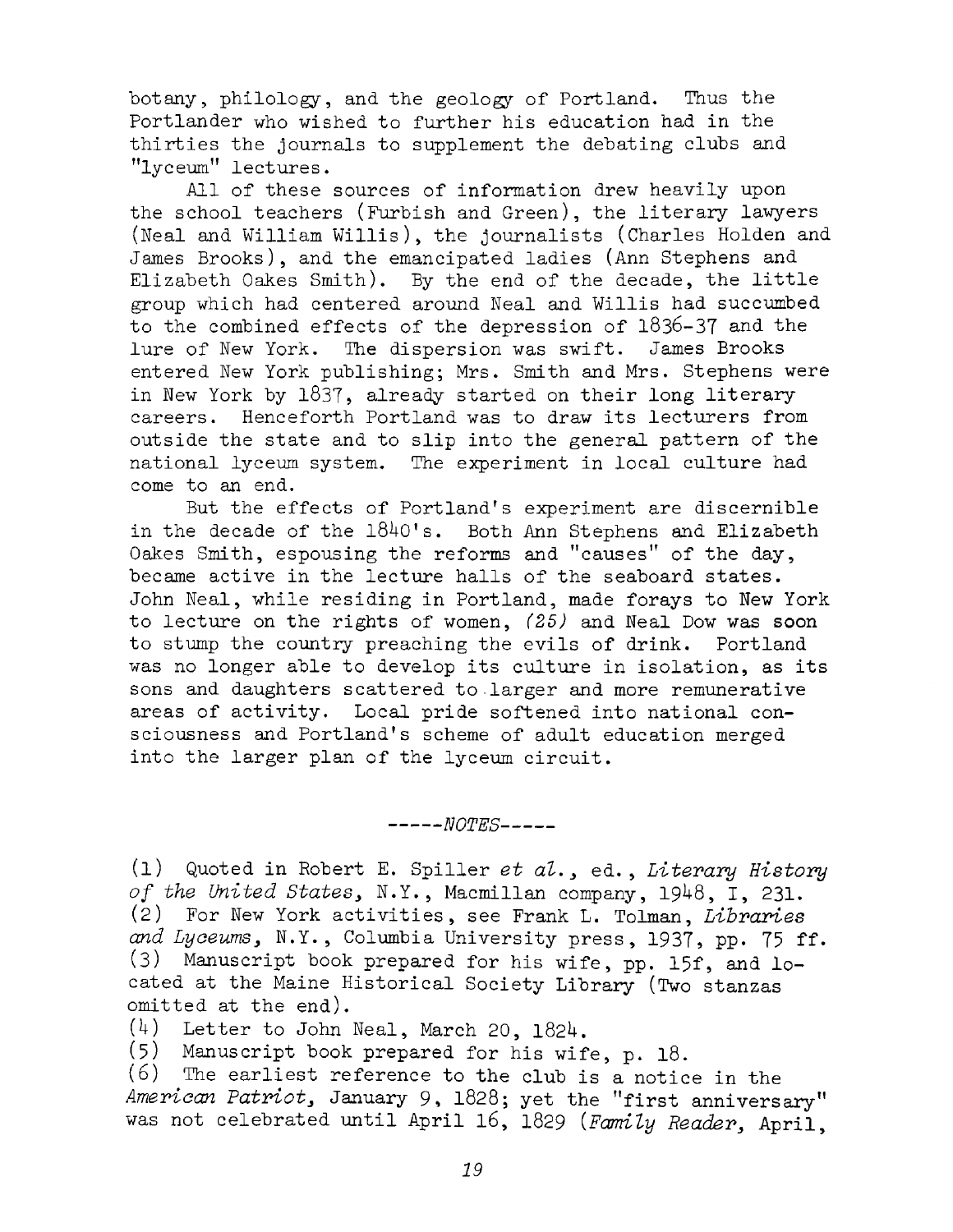botany, philology, and the geology of Portland. Thus the Portlander who wished to further his education had in the thirties the journals to supplement the debating clubs and "lyceum" lectures.

All of these sources of information drew heavily upon the school teachers (Furbish and Green), the literary lawyers (Neal and William Willis), the journalists (Charles Holden and James Brooks), and the emancipated ladies (Ann Stephens and Elizabeth Oakes Smith). By the end of the decade, the little group which had centered around Neal and Willis had succumbed to the combined effects of the depression of 1836-37 and the lure of New York. The dispersion was swift. James Brooks entered New York publishing; Mrs. Smith and Mrs. Stephens were in New York by 1837, already started on their long literary careers. Henceforth Portland was to draw its lecturers from outside the state and to slip into the general pattern of the national lyceum system. The experiment in local culture had come to an end.

But the effects of Portland's experiment are discernible in the decade of the 1840's. Both Ann Stephens and Elizabeth Oakes Smith, espousing the reforms and "causes" of the day, became active in the lecture halls of the seaboard states. John Neal, while residing in Portland, made forays to New York to lecture on the rights of women, *(25)* and Neal Dow was soon to stump the country preaching the evils of drink. Portland was no longer able to develop its culture in isolation, as its sons and daughters scattered to larger and more remunerative areas of activity. Local pride softened into national consciousness and Portland's scheme of adult education merged into the larger plan of the lyceum circuit.

-----*NOTES*-----

(1) Quoted in Robert E. Spiller *et al.*, ed., *Literary History of the United States*, N.Y., Macmillan company, 1948, I, 231.
(2) For New York activities, see Frank L. Tolman, *Libraries and Lyceums*, N.Y., Columbia University press, 1937, pp. 75 ff.
(3) Manuscript book prepared for his wife, pp. 15f, and located at the Maine Historical Society Library (Two stanzas omitted at the end).
(4) Letter to John Neal, March 20, 1824.
(5) Manuscript book prepared for his wife, p. 18.
(6) The earliest reference to the club is a notice in the *American Patriot*, January 9, 1828; yet the "first anniversary" was not celebrated until April 16, 1829 (*Family Reader*, April,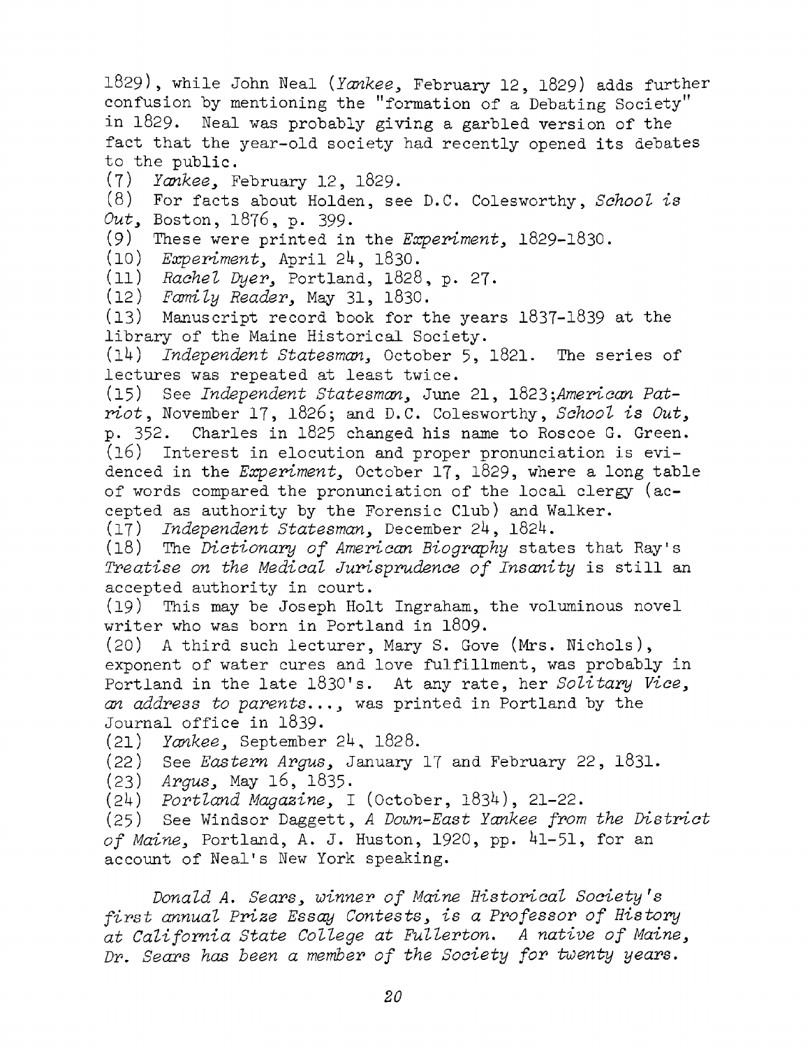1829), while John Neal (*Yankee*, February 12, 1829) adds further confusion by mentioning the "formation of a Debating Society" in 1829. Neal was probably giving a garbled version of the fact that the year-old society had recently opened its debates to the public.

(7) *Yankee*, February 12, 1829.

(8) For facts about Holden, see D.C. Colesworthy, *School is Out*, Boston, 1876, p. 399.

(9) These were printed in the *Experiment*, 1829-1830.

(10) *Experiment*, April 24, 1830.

(11) *Rachel Dyer*, Portland, 1828, p. 27.

(12) *Family Reader*, May 31, 1830.

(13) Manuscript record book for the years 1837-1839 at the library of the Maine Historical Society.

(14) *Independent Statesman*, October 5, 1821. The series of lectures was repeated at least twice.

(15) See *Independent Statesman*, June 21, 1823;*American Patriot*, November 17, 1826; and D.C. Colesworthy, *School is Out*, p. 352. Charles in 1825 changed his name to Roscoe G. Green.

(16) Interest in elocution and proper pronunciation is evidenced in the *Experiment*, October 17, 1829, where a long table of words compared the pronunciation of the local clergy (accepted as authority by the Forensic Club) and Walker.

(17) *Independent Statesman*, December 24, 1824.

(18) The *Dictionary of American Biography* states that Ray's *Treatise on the Medical Jurisprudence of Insanity* is still an accepted authority in court.

(19) This may be Joseph Holt Ingraham, the voluminous novel writer who was born in Portland in 1809.

(20) A third such lecturer, Mary S. Gove (Mrs. Nichols), exponent of water cures and love fulfillment, was probably in Portland in the late 1830's. At any rate, her *Solitary Vice, an address to parents...*, was printed in Portland by the Journal office in 1839.

(21) *Yankee*, September 24, 1828.

(22) See *Eastern Argus*, January 17 and February 22, 1831.

(23) *Argus*, May 16, 1835.

(24) *Portland Magazine*, I (October, 1834), 21-22.

(25) See Windsor Daggett, *A Down-East Yankee from the District of Maine*, Portland, A. J. Huston, 1920, pp. 41-51, for an account of Neal's New York speaking.

*Donald A. Sears, winner of Maine Historical Society's first annual Prize Essay Contests, is a Professor of History at California State College at Fullerton. A native of Maine, Dr. Sears has been a member of the Society for twenty years.*